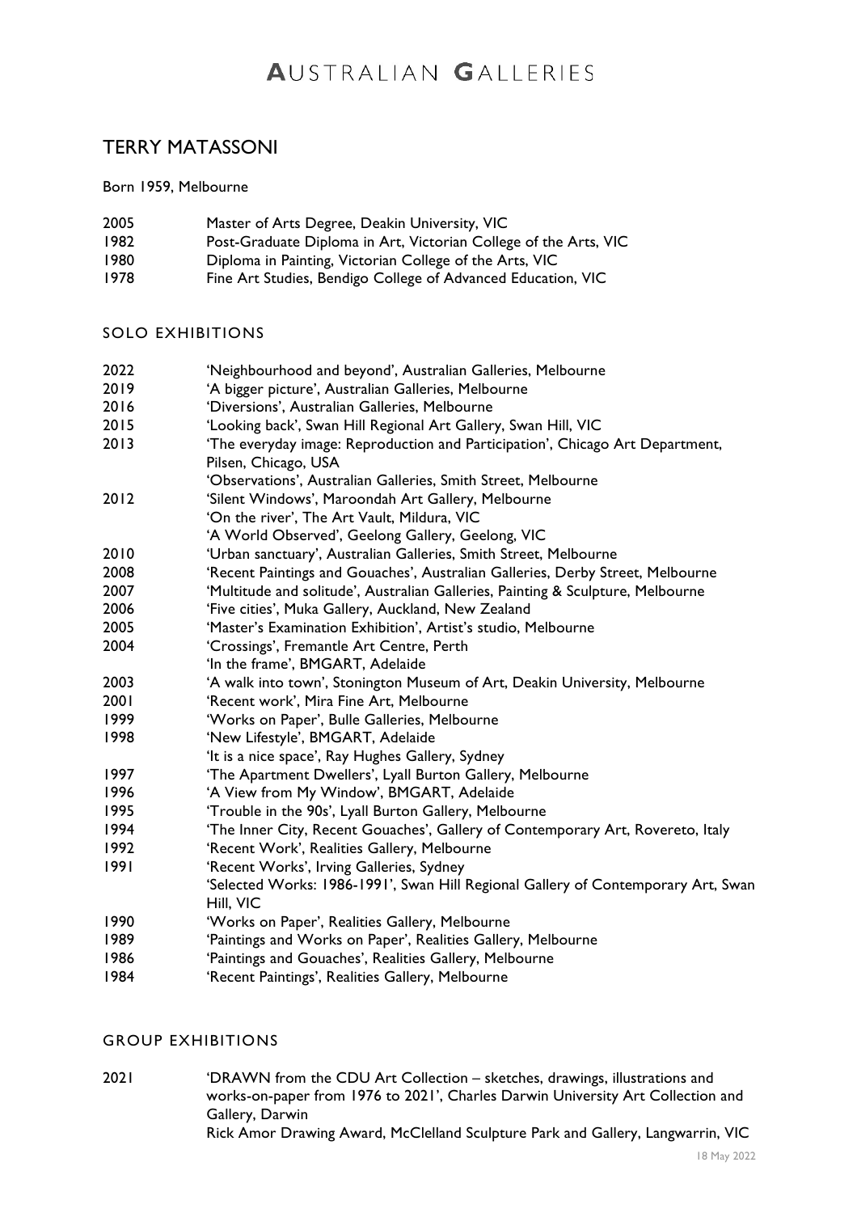# AUSTRALIAN GALLERIES

## TERRY MATASSONI

Born 1959, Melbourne

| | |
|---|---|
| 2005 | Master of Arts Degree, Deakin University, VIC |
| 1982 | Post-Graduate Diploma in Art, Victorian College of the Arts, VIC |
| 1980 | Diploma in Painting, Victorian College of the Arts, VIC |
| 1978 | Fine Art Studies, Bendigo College of Advanced Education, VIC |

### SOLO EXHIBITIONS

| | |
|---|---|
| 2022 | 'Neighbourhood and beyond', Australian Galleries, Melbourne |
| 2019 | 'A bigger picture', Australian Galleries, Melbourne |
| 2016 | 'Diversions', Australian Galleries, Melbourne |
| 2015 | 'Looking back', Swan Hill Regional Art Gallery, Swan Hill, VIC |
| 2013 | 'The everyday image: Reproduction and Participation', Chicago Art Department, Pilsen, Chicago, USA |
| | 'Observations', Australian Galleries, Smith Street, Melbourne |
| 2012 | 'Silent Windows', Maroondah Art Gallery, Melbourne |
| | 'On the river', The Art Vault, Mildura, VIC |
| | 'A World Observed', Geelong Gallery, Geelong, VIC |
| 2010 | 'Urban sanctuary', Australian Galleries, Smith Street, Melbourne |
| 2008 | 'Recent Paintings and Gouaches', Australian Galleries, Derby Street, Melbourne |
| 2007 | 'Multitude and solitude', Australian Galleries, Painting & Sculpture, Melbourne |
| 2006 | 'Five cities', Muka Gallery, Auckland, New Zealand |
| 2005 | 'Master's Examination Exhibition', Artist's studio, Melbourne |
| 2004 | 'Crossings', Fremantle Art Centre, Perth |
| | 'In the frame', BMGART, Adelaide |
| 2003 | 'A walk into town', Stonington Museum of Art, Deakin University, Melbourne |
| 2001 | 'Recent work', Mira Fine Art, Melbourne |
| 1999 | 'Works on Paper', Bulle Galleries, Melbourne |
| 1998 | 'New Lifestyle', BMGART, Adelaide |
| | 'It is a nice space', Ray Hughes Gallery, Sydney |
| 1997 | 'The Apartment Dwellers', Lyall Burton Gallery, Melbourne |
| 1996 | 'A View from My Window', BMGART, Adelaide |
| 1995 | 'Trouble in the 90s', Lyall Burton Gallery, Melbourne |
| 1994 | 'The Inner City, Recent Gouaches', Gallery of Contemporary Art, Rovereto, Italy |
| 1992 | 'Recent Work', Realities Gallery, Melbourne |
| 1991 | 'Recent Works', Irving Galleries, Sydney |
| | 'Selected Works: 1986-1991', Swan Hill Regional Gallery of Contemporary Art, Swan Hill, VIC |
| 1990 | 'Works on Paper', Realities Gallery, Melbourne |
| 1989 | 'Paintings and Works on Paper', Realities Gallery, Melbourne |
| 1986 | 'Paintings and Gouaches', Realities Gallery, Melbourne |
| 1984 | 'Recent Paintings', Realities Gallery, Melbourne |

### GROUP EXHIBITIONS

| | |
|---|---|
| 2021 | 'DRAWN from the CDU Art Collection – sketches, drawings, illustrations and works-on-paper from 1976 to 2021', Charles Darwin University Art Collection and Gallery, Darwin |
| | Rick Amor Drawing Award, McClelland Sculpture Park and Gallery, Langwarrin, VIC |

18 May 2022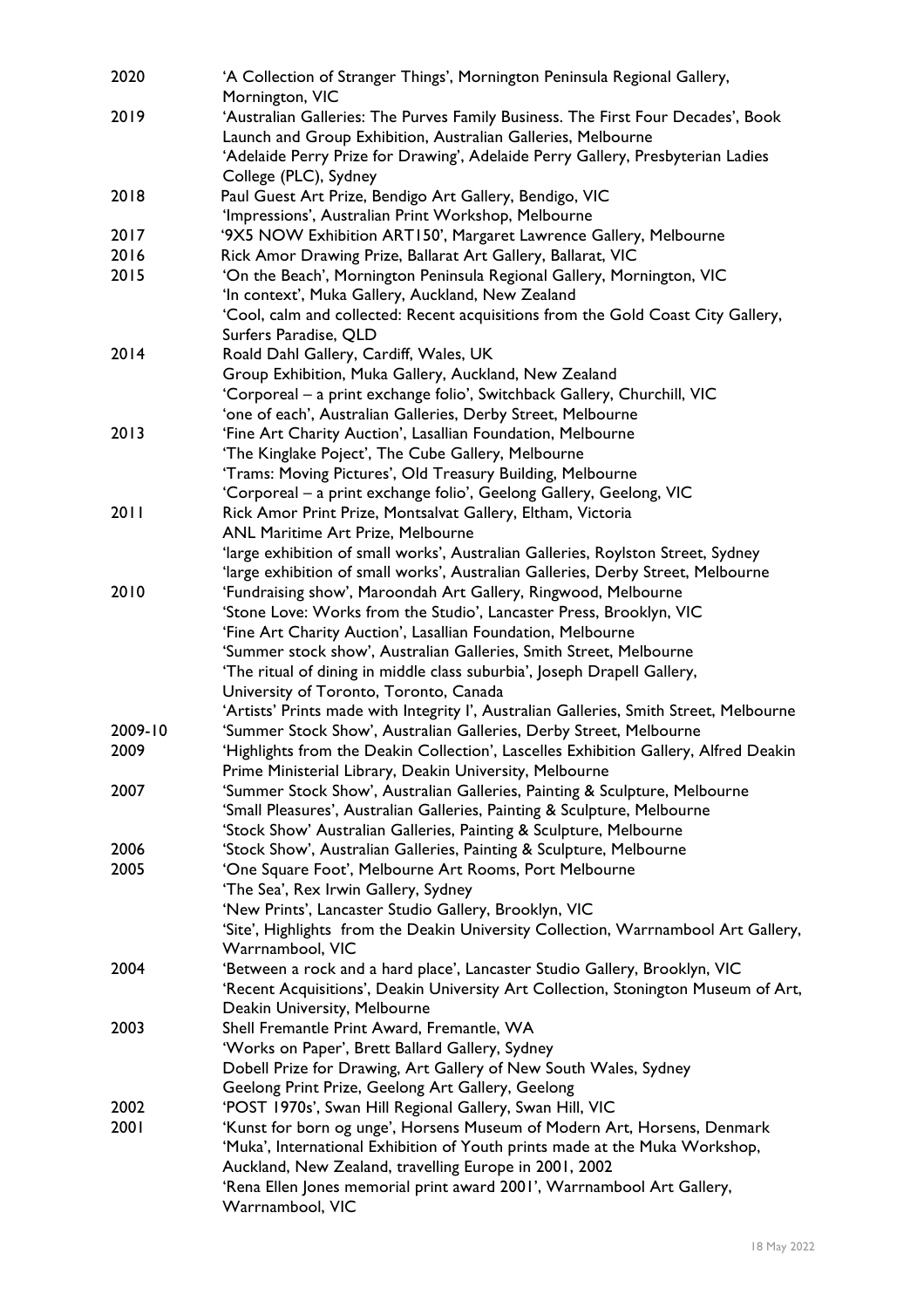| | |
|---|---|
| 2020 | 'A Collection of Stranger Things', Mornington Peninsula Regional Gallery, Mornington, VIC |
| 2019 | 'Australian Galleries: The Purves Family Business. The First Four Decades', Book Launch and Group Exhibition, Australian Galleries, Melbourne |
| | 'Adelaide Perry Prize for Drawing', Adelaide Perry Gallery, Presbyterian Ladies College (PLC), Sydney |
| 2018 | Paul Guest Art Prize, Bendigo Art Gallery, Bendigo, VIC |
| | 'Impressions', Australian Print Workshop, Melbourne |
| 2017 | '9X5 NOW Exhibition ART150', Margaret Lawrence Gallery, Melbourne |
| 2016 | Rick Amor Drawing Prize, Ballarat Art Gallery, Ballarat, VIC |
| 2015 | 'On the Beach', Mornington Peninsula Regional Gallery, Mornington, VIC |
| | 'In context', Muka Gallery, Auckland, New Zealand |
| | 'Cool, calm and collected: Recent acquisitions from the Gold Coast City Gallery, Surfers Paradise, QLD |
| 2014 | Roald Dahl Gallery, Cardiff, Wales, UK |
| | Group Exhibition, Muka Gallery, Auckland, New Zealand |
| | 'Corporeal – a print exchange folio', Switchback Gallery, Churchill, VIC |
| | 'one of each', Australian Galleries, Derby Street, Melbourne |
| 2013 | 'Fine Art Charity Auction', Lasallian Foundation, Melbourne |
| | 'The Kinglake Poject', The Cube Gallery, Melbourne |
| | 'Trams: Moving Pictures', Old Treasury Building, Melbourne |
| | 'Corporeal – a print exchange folio', Geelong Gallery, Geelong, VIC |
| 2011 | Rick Amor Print Prize, Montsalvat Gallery, Eltham, Victoria |
| | ANL Maritime Art Prize, Melbourne |
| | 'large exhibition of small works', Australian Galleries, Roylston Street, Sydney |
| | 'large exhibition of small works', Australian Galleries, Derby Street, Melbourne |
| 2010 | 'Fundraising show', Maroondah Art Gallery, Ringwood, Melbourne |
| | 'Stone Love: Works from the Studio', Lancaster Press, Brooklyn, VIC |
| | 'Fine Art Charity Auction', Lasallian Foundation, Melbourne |
| | 'Summer stock show', Australian Galleries, Smith Street, Melbourne |
| | 'The ritual of dining in middle class suburbia', Joseph Drapell Gallery, University of Toronto, Toronto, Canada |
| | 'Artists' Prints made with Integrity I', Australian Galleries, Smith Street, Melbourne |
| 2009-10 | 'Summer Stock Show', Australian Galleries, Derby Street, Melbourne |
| 2009 | 'Highlights from the Deakin Collection', Lascelles Exhibition Gallery, Alfred Deakin Prime Ministerial Library, Deakin University, Melbourne |
| 2007 | 'Summer Stock Show', Australian Galleries, Painting & Sculpture, Melbourne |
| | 'Small Pleasures', Australian Galleries, Painting & Sculpture, Melbourne |
| | 'Stock Show' Australian Galleries, Painting & Sculpture, Melbourne |
| 2006 | 'Stock Show', Australian Galleries, Painting & Sculpture, Melbourne |
| 2005 | 'One Square Foot', Melbourne Art Rooms, Port Melbourne |
| | 'The Sea', Rex Irwin Gallery, Sydney |
| | 'New Prints', Lancaster Studio Gallery, Brooklyn, VIC |
| | 'Site', Highlights from the Deakin University Collection, Warrnambool Art Gallery, Warrnambool, VIC |
| 2004 | 'Between a rock and a hard place', Lancaster Studio Gallery, Brooklyn, VIC |
| | 'Recent Acquisitions', Deakin University Art Collection, Stonington Museum of Art, Deakin University, Melbourne |
| 2003 | Shell Fremantle Print Award, Fremantle, WA |
| | 'Works on Paper', Brett Ballard Gallery, Sydney |
| | Dobell Prize for Drawing, Art Gallery of New South Wales, Sydney |
| | Geelong Print Prize, Geelong Art Gallery, Geelong |
| 2002 | 'POST 1970s', Swan Hill Regional Gallery, Swan Hill, VIC |
| 2001 | 'Kunst for born og unge', Horsens Museum of Modern Art, Horsens, Denmark |
| | 'Muka', International Exhibition of Youth prints made at the Muka Workshop, Auckland, New Zealand, travelling Europe in 2001, 2002 |
| | 'Rena Ellen Jones memorial print award 2001', Warrnambool Art Gallery, Warrnambool, VIC |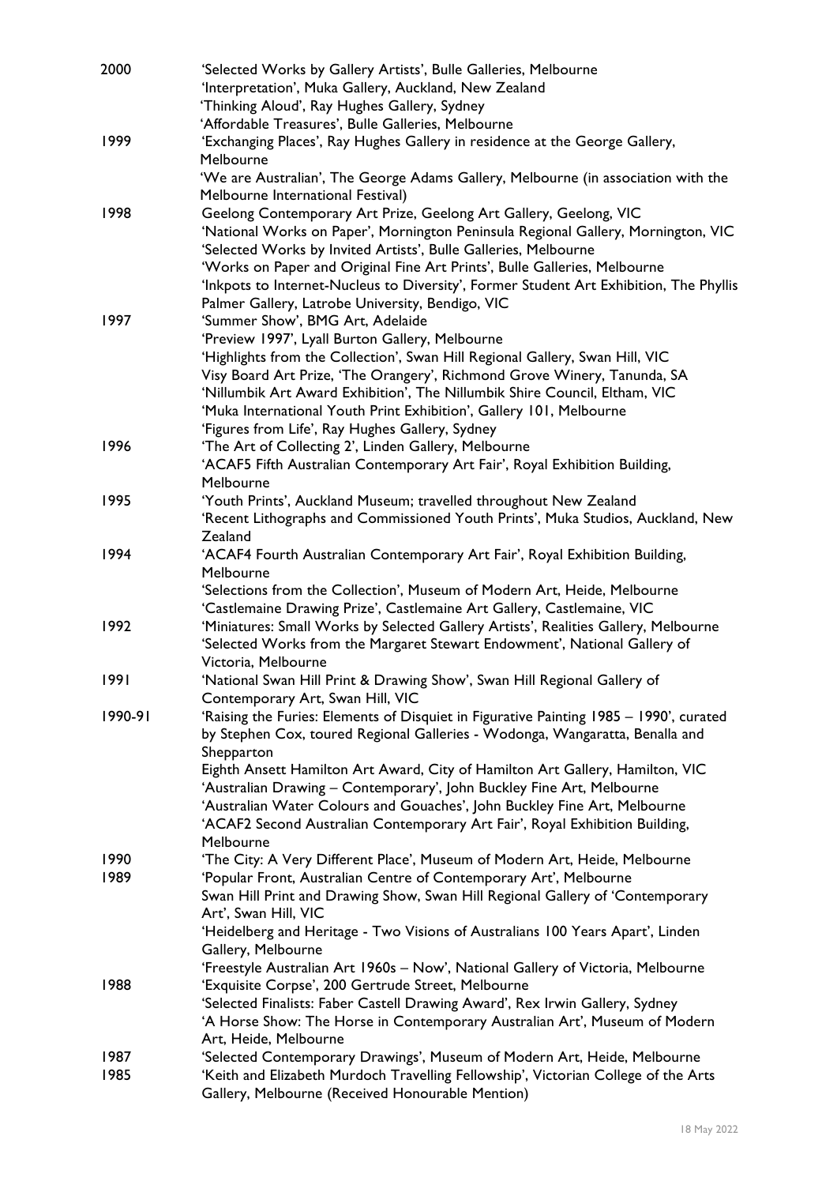2000 'Selected Works by Gallery Artists', Bulle Galleries, Melbourne
'Interpretation', Muka Gallery, Auckland, New Zealand
'Thinking Aloud', Ray Hughes Gallery, Sydney
'Affordable Treasures', Bulle Galleries, Melbourne

1999 'Exchanging Places', Ray Hughes Gallery in residence at the George Gallery, Melbourne
'We are Australian', The George Adams Gallery, Melbourne (in association with the Melbourne International Festival)

1998 Geelong Contemporary Art Prize, Geelong Art Gallery, Geelong, VIC
'National Works on Paper', Mornington Peninsula Regional Gallery, Mornington, VIC
'Selected Works by Invited Artists', Bulle Galleries, Melbourne
'Works on Paper and Original Fine Art Prints', Bulle Galleries, Melbourne
'Inkpots to Internet-Nucleus to Diversity', Former Student Art Exhibition, The Phyllis Palmer Gallery, Latrobe University, Bendigo, VIC

1997 'Summer Show', BMG Art, Adelaide
'Preview 1997', Lyall Burton Gallery, Melbourne
'Highlights from the Collection', Swan Hill Regional Gallery, Swan Hill, VIC
Visy Board Art Prize, 'The Orangery', Richmond Grove Winery, Tanunda, SA
'Nillumbik Art Award Exhibition', The Nillumbik Shire Council, Eltham, VIC
'Muka International Youth Print Exhibition', Gallery 101, Melbourne
'Figures from Life', Ray Hughes Gallery, Sydney

1996 'The Art of Collecting 2', Linden Gallery, Melbourne
'ACAF5 Fifth Australian Contemporary Art Fair', Royal Exhibition Building, Melbourne

1995 'Youth Prints', Auckland Museum; travelled throughout New Zealand
'Recent Lithographs and Commissioned Youth Prints', Muka Studios, Auckland, New Zealand

1994 'ACAF4 Fourth Australian Contemporary Art Fair', Royal Exhibition Building, Melbourne
'Selections from the Collection', Museum of Modern Art, Heide, Melbourne
'Castlemaine Drawing Prize', Castlemaine Art Gallery, Castlemaine, VIC

1992 'Miniatures: Small Works by Selected Gallery Artists', Realities Gallery, Melbourne
'Selected Works from the Margaret Stewart Endowment', National Gallery of Victoria, Melbourne

1991 'National Swan Hill Print & Drawing Show', Swan Hill Regional Gallery of Contemporary Art, Swan Hill, VIC

1990-91 'Raising the Furies: Elements of Disquiet in Figurative Painting 1985 – 1990', curated by Stephen Cox, toured Regional Galleries - Wodonga, Wangaratta, Benalla and Shepparton
Eighth Ansett Hamilton Art Award, City of Hamilton Art Gallery, Hamilton, VIC
'Australian Drawing – Contemporary', John Buckley Fine Art, Melbourne
'Australian Water Colours and Gouaches', John Buckley Fine Art, Melbourne
'ACAF2 Second Australian Contemporary Art Fair', Royal Exhibition Building, Melbourne

1990 'The City: A Very Different Place', Museum of Modern Art, Heide, Melbourne

1989 'Popular Front, Australian Centre of Contemporary Art', Melbourne
Swan Hill Print and Drawing Show, Swan Hill Regional Gallery of 'Contemporary Art', Swan Hill, VIC
'Heidelberg and Heritage - Two Visions of Australians 100 Years Apart', Linden Gallery, Melbourne
'Freestyle Australian Art 1960s – Now', National Gallery of Victoria, Melbourne

1988 'Exquisite Corpse', 200 Gertrude Street, Melbourne
'Selected Finalists: Faber Castell Drawing Award', Rex Irwin Gallery, Sydney
'A Horse Show: The Horse in Contemporary Australian Art', Museum of Modern Art, Heide, Melbourne

1987 'Selected Contemporary Drawings', Museum of Modern Art, Heide, Melbourne

1985 'Keith and Elizabeth Murdoch Travelling Fellowship', Victorian College of the Arts Gallery, Melbourne (Received Honourable Mention)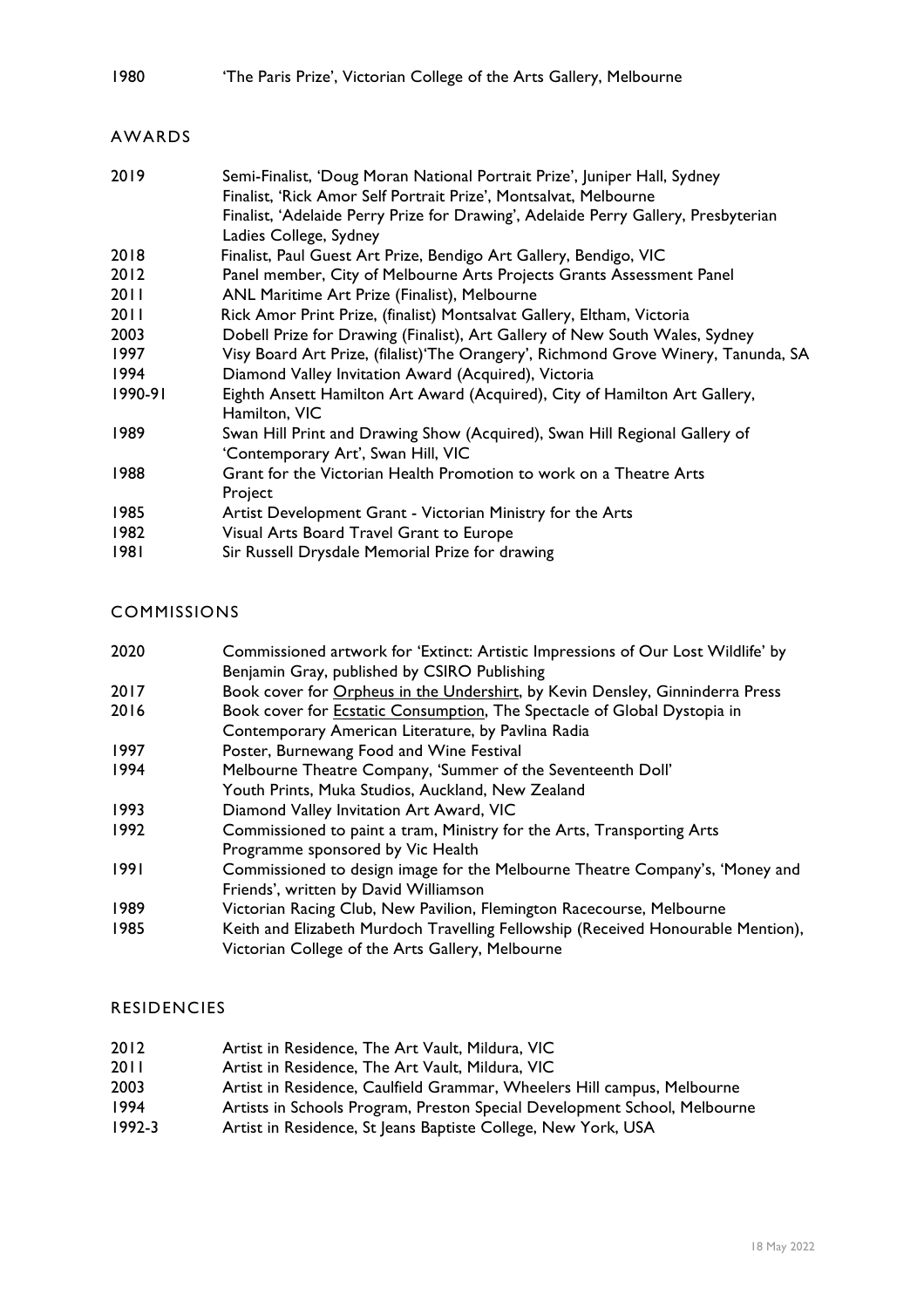| | |
|---|---|
| 1980 | 'The Paris Prize', Victorian College of the Arts Gallery, Melbourne |

## AWARDS

| | |
|---|---|
| 2019 | Semi-Finalist, 'Doug Moran National Portrait Prize', Juniper Hall, Sydney<br>Finalist, 'Rick Amor Self Portrait Prize', Montsalvat, Melbourne<br>Finalist, 'Adelaide Perry Prize for Drawing', Adelaide Perry Gallery, Presbyterian Ladies College, Sydney |
| 2018 | Finalist, Paul Guest Art Prize, Bendigo Art Gallery, Bendigo, VIC |
| 2012 | Panel member, City of Melbourne Arts Projects Grants Assessment Panel |
| 2011 | ANL Maritime Art Prize (Finalist), Melbourne |
| 2011 | Rick Amor Print Prize, (finalist) Montsalvat Gallery, Eltham, Victoria |
| 2003 | Dobell Prize for Drawing (Finalist), Art Gallery of New South Wales, Sydney |
| 1997 | Visy Board Art Prize, (filalist)'The Orangery', Richmond Grove Winery, Tanunda, SA |
| 1994 | Diamond Valley Invitation Award (Acquired), Victoria |
| 1990-91 | Eighth Ansett Hamilton Art Award (Acquired), City of Hamilton Art Gallery, Hamilton, VIC |
| 1989 | Swan Hill Print and Drawing Show (Acquired), Swan Hill Regional Gallery of 'Contemporary Art', Swan Hill, VIC |
| 1988 | Grant for the Victorian Health Promotion to work on a Theatre Arts Project |
| 1985 | Artist Development Grant - Victorian Ministry for the Arts |
| 1982 | Visual Arts Board Travel Grant to Europe |
| 1981 | Sir Russell Drysdale Memorial Prize for drawing |

## COMMISSIONS

| | |
|---|---|
| 2020 | Commissioned artwork for 'Extinct: Artistic Impressions of Our Lost Wildlife' by Benjamin Gray, published by CSIRO Publishing |
| 2017 | Book cover for Orpheus in the Undershirt, by Kevin Densley, Ginninderra Press |
| 2016 | Book cover for Ecstatic Consumption, The Spectacle of Global Dystopia in Contemporary American Literature, by Pavlina Radia |
| 1997 | Poster, Burnewang Food and Wine Festival |
| 1994 | Melbourne Theatre Company, 'Summer of the Seventeenth Doll'<br>Youth Prints, Muka Studios, Auckland, New Zealand |
| 1993 | Diamond Valley Invitation Art Award, VIC |
| 1992 | Commissioned to paint a tram, Ministry for the Arts, Transporting Arts Programme sponsored by Vic Health |
| 1991 | Commissioned to design image for the Melbourne Theatre Company's, 'Money and Friends', written by David Williamson |
| 1989 | Victorian Racing Club, New Pavilion, Flemington Racecourse, Melbourne |
| 1985 | Keith and Elizabeth Murdoch Travelling Fellowship (Received Honourable Mention), Victorian College of the Arts Gallery, Melbourne |

## RESIDENCIES

| | |
|---|---|
| 2012 | Artist in Residence, The Art Vault, Mildura, VIC |
| 2011 | Artist in Residence, The Art Vault, Mildura, VIC |
| 2003 | Artist in Residence, Caulfield Grammar, Wheelers Hill campus, Melbourne |
| 1994 | Artists in Schools Program, Preston Special Development School, Melbourne |
| 1992-3 | Artist in Residence, St Jeans Baptiste College, New York, USA |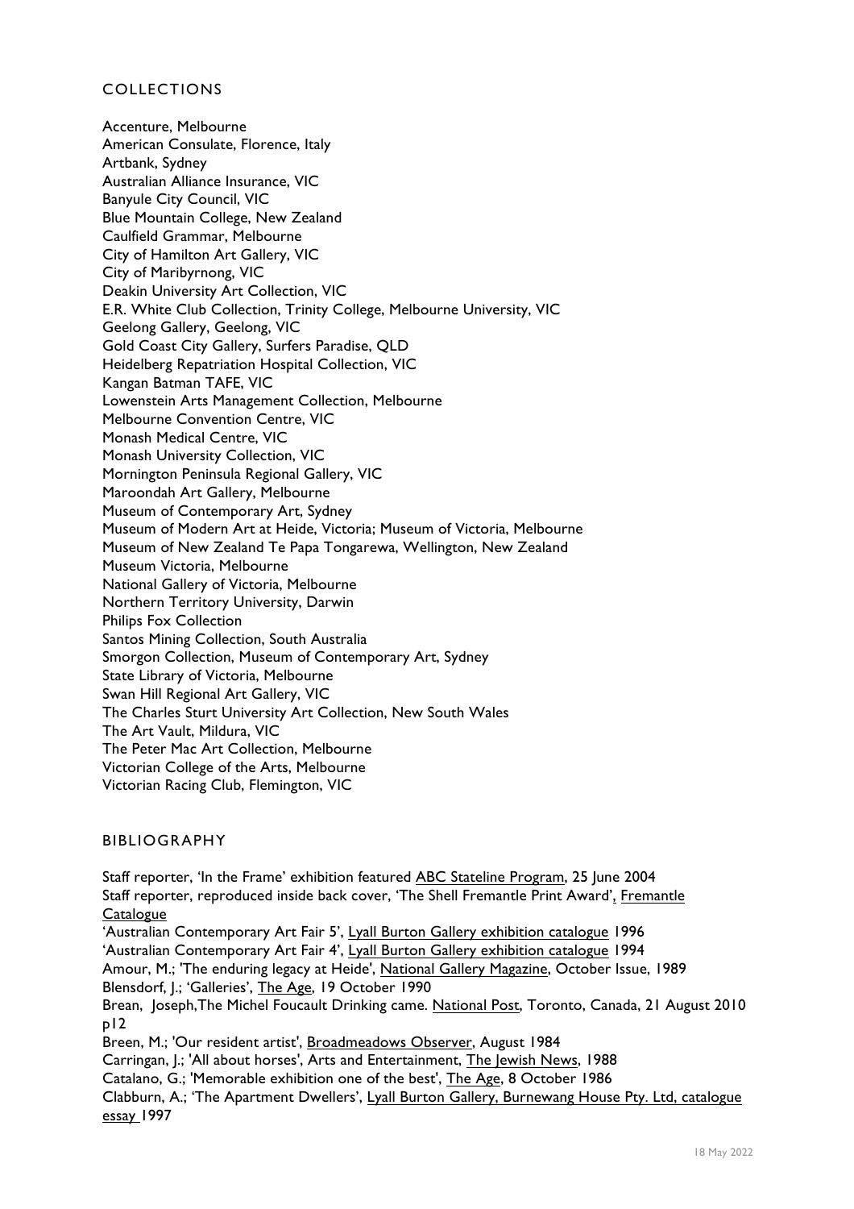## COLLECTIONS

Accenture, Melbourne
American Consulate, Florence, Italy
Artbank, Sydney
Australian Alliance Insurance, VIC
Banyule City Council, VIC
Blue Mountain College, New Zealand
Caulfield Grammar, Melbourne
City of Hamilton Art Gallery, VIC
City of Maribyrnong, VIC
Deakin University Art Collection, VIC
E.R. White Club Collection, Trinity College, Melbourne University, VIC
Geelong Gallery, Geelong, VIC
Gold Coast City Gallery, Surfers Paradise, QLD
Heidelberg Repatriation Hospital Collection, VIC
Kangan Batman TAFE, VIC
Lowenstein Arts Management Collection, Melbourne
Melbourne Convention Centre, VIC
Monash Medical Centre, VIC
Monash University Collection, VIC
Mornington Peninsula Regional Gallery, VIC
Maroondah Art Gallery, Melbourne
Museum of Contemporary Art, Sydney
Museum of Modern Art at Heide, Victoria; Museum of Victoria, Melbourne
Museum of New Zealand Te Papa Tongarewa, Wellington, New Zealand
Museum Victoria, Melbourne
National Gallery of Victoria, Melbourne
Northern Territory University, Darwin
Philips Fox Collection
Santos Mining Collection, South Australia
Smorgon Collection, Museum of Contemporary Art, Sydney
State Library of Victoria, Melbourne
Swan Hill Regional Art Gallery, VIC
The Charles Sturt University Art Collection, New South Wales
The Art Vault, Mildura, VIC
The Peter Mac Art Collection, Melbourne
Victorian College of the Arts, Melbourne
Victorian Racing Club, Flemington, VIC

## BIBLIOGRAPHY

Staff reporter, 'In the Frame' exhibition featured ABC Stateline Program, 25 June 2004
Staff reporter, reproduced inside back cover, 'The Shell Fremantle Print Award', Fremantle Catalogue
'Australian Contemporary Art Fair 5', Lyall Burton Gallery exhibition catalogue 1996
'Australian Contemporary Art Fair 4', Lyall Burton Gallery exhibition catalogue 1994
Amour, M.; 'The enduring legacy at Heide', National Gallery Magazine, October Issue, 1989
Blensdorf, J.; 'Galleries', The Age, 19 October 1990
Brean, Joseph,The Michel Foucault Drinking came. National Post, Toronto, Canada, 21 August 2010 p12
Breen, M.; 'Our resident artist', Broadmeadows Observer, August 1984
Carringan, J.; 'All about horses', Arts and Entertainment, The Jewish News, 1988
Catalano, G.; 'Memorable exhibition one of the best', The Age, 8 October 1986
Clabburn, A.; 'The Apartment Dwellers', Lyall Burton Gallery, Burnewang House Pty. Ltd, catalogue essay 1997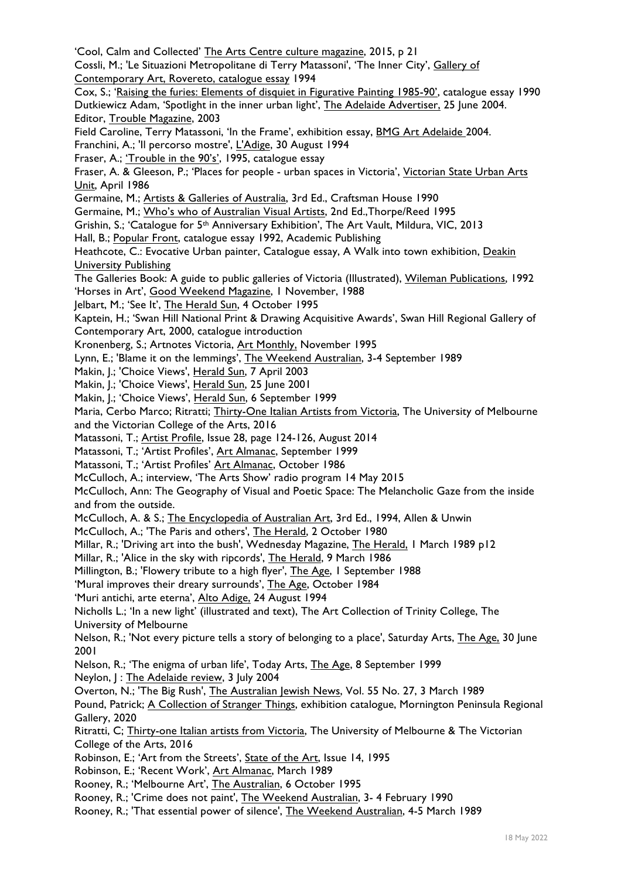'Cool, Calm and Collected' The Arts Centre culture magazine, 2015, p 21

Cossli, M.; 'Le Situazioni Metropolitane di Terry Matassoni', 'The Inner City', Gallery of Contemporary Art, Rovereto, catalogue essay 1994

Cox, S.; 'Raising the furies: Elements of disquiet in Figurative Painting 1985-90', catalogue essay 1990

Dutkiewicz Adam, 'Spotlight in the inner urban light', The Adelaide Advertiser, 25 June 2004.

Editor, Trouble Magazine, 2003

Field Caroline, Terry Matassoni, 'In the Frame', exhibition essay, BMG Art Adelaide 2004.

Franchini, A.; 'Il percorso mostre', L'Adige, 30 August 1994

Fraser, A.; 'Trouble in the 90's', 1995, catalogue essay

Fraser, A. & Gleeson, P.; 'Places for people - urban spaces in Victoria', Victorian State Urban Arts Unit, April 1986

Germaine, M.; Artists & Galleries of Australia, 3rd Ed., Craftsman House 1990

Germaine, M.; Who's who of Australian Visual Artists, 2nd Ed.,Thorpe/Reed 1995

Grishin, S.; 'Catalogue for 5th Anniversary Exhibition', The Art Vault, Mildura, VIC, 2013

Hall, B.; Popular Front, catalogue essay 1992, Academic Publishing

Heathcote, C.: Evocative Urban painter, Catalogue essay, A Walk into town exhibition, Deakin University Publishing

The Galleries Book: A guide to public galleries of Victoria (Illustrated), Wileman Publications, 1992

'Horses in Art', Good Weekend Magazine, 1 November, 1988

Jelbart, M.; 'See It', The Herald Sun, 4 October 1995

Kaptein, H.; 'Swan Hill National Print & Drawing Acquisitive Awards', Swan Hill Regional Gallery of Contemporary Art, 2000, catalogue introduction

Kronenberg, S.; Artnotes Victoria, Art Monthly, November 1995

Lynn, E.; 'Blame it on the lemmings', The Weekend Australian, 3-4 September 1989

Makin, J.; 'Choice Views', Herald Sun, 7 April 2003

Makin, J.; 'Choice Views', Herald Sun, 25 June 2001

Makin, J.; 'Choice Views', Herald Sun, 6 September 1999

Maria, Cerbo Marco; Ritratti; Thirty-One Italian Artists from Victoria, The University of Melbourne and the Victorian College of the Arts, 2016

Matassoni, T.; Artist Profile, Issue 28, page 124-126, August 2014

Matassoni, T.; 'Artist Profiles', Art Almanac, September 1999

Matassoni, T.; 'Artist Profiles' Art Almanac, October 1986

McCulloch, A.; interview, 'The Arts Show' radio program 14 May 2015

McCulloch, Ann: The Geography of Visual and Poetic Space: The Melancholic Gaze from the inside and from the outside.

McCulloch, A. & S.; The Encyclopedia of Australian Art, 3rd Ed., 1994, Allen & Unwin

McCulloch, A.; 'The Paris and others', The Herald, 2 October 1980

Millar, R.; 'Driving art into the bush', Wednesday Magazine, The Herald, 1 March 1989 p12

Millar, R.; 'Alice in the sky with ripcords', The Herald, 9 March 1986

Millington, B.; 'Flowery tribute to a high flyer', The Age, 1 September 1988

'Mural improves their dreary surrounds', The Age, October 1984

'Muri antichi, arte eterna', Alto Adige, 24 August 1994

Nicholls L.; 'In a new light' (illustrated and text), The Art Collection of Trinity College, The University of Melbourne

Nelson, R.; 'Not every picture tells a story of belonging to a place', Saturday Arts, The Age, 30 June 2001

Nelson, R.; 'The enigma of urban life', Today Arts, The Age, 8 September 1999

Neylon, J : The Adelaide review, 3 July 2004

Overton, N.; 'The Big Rush', The Australian Jewish News, Vol. 55 No. 27, 3 March 1989

Pound, Patrick; A Collection of Stranger Things, exhibition catalogue, Mornington Peninsula Regional Gallery, 2020

Ritratti, C; Thirty-one Italian artists from Victoria, The University of Melbourne & The Victorian College of the Arts, 2016

Robinson, E.; 'Art from the Streets', State of the Art, Issue 14, 1995

Robinson, E.; 'Recent Work', Art Almanac, March 1989

Rooney, R.; 'Melbourne Art', The Australian, 6 October 1995

Rooney, R.; 'Crime does not paint', The Weekend Australian, 3- 4 February 1990

Rooney, R.; 'That essential power of silence', The Weekend Australian, 4-5 March 1989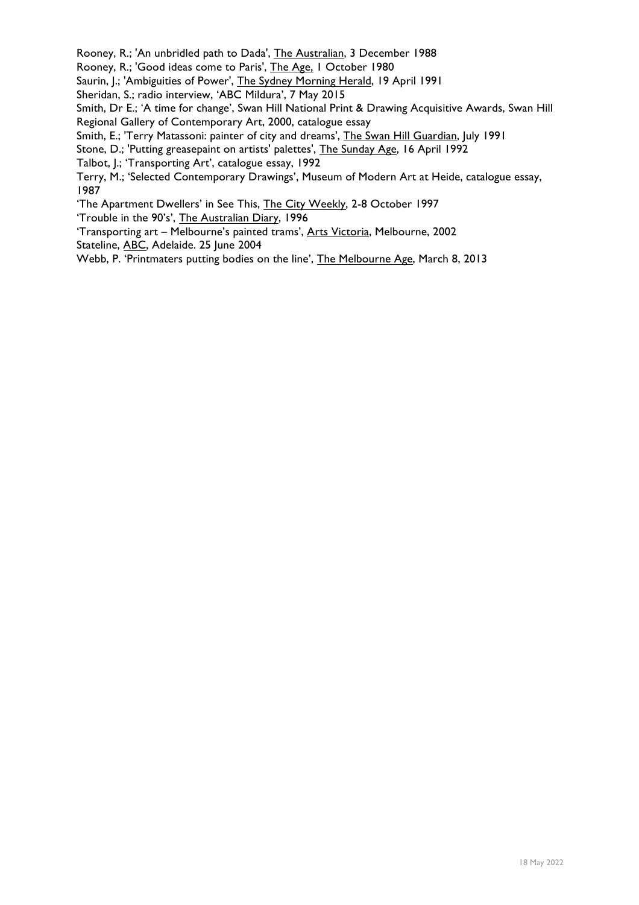Rooney, R.; 'An unbridled path to Dada', The Australian, 3 December 1988

Rooney, R.; 'Good ideas come to Paris', The Age, 1 October 1980

Saurin, J.; 'Ambiguities of Power', The Sydney Morning Herald, 19 April 1991

Sheridan, S.; radio interview, 'ABC Mildura', 7 May 2015

Smith, Dr E.; 'A time for change', Swan Hill National Print & Drawing Acquisitive Awards, Swan Hill Regional Gallery of Contemporary Art, 2000, catalogue essay

Smith, E.; 'Terry Matassoni: painter of city and dreams', The Swan Hill Guardian, July 1991

Stone, D.; 'Putting greasepaint on artists' palettes', The Sunday Age, 16 April 1992

Talbot, J.; 'Transporting Art', catalogue essay, 1992

Terry, M.; 'Selected Contemporary Drawings', Museum of Modern Art at Heide, catalogue essay, 1987

'The Apartment Dwellers' in See This, The City Weekly, 2-8 October 1997

'Trouble in the 90's', The Australian Diary, 1996

'Transporting art – Melbourne's painted trams', Arts Victoria, Melbourne, 2002

Stateline, ABC, Adelaide. 25 June 2004

Webb, P. 'Printmaters putting bodies on the line', The Melbourne Age, March 8, 2013

18 May 2022